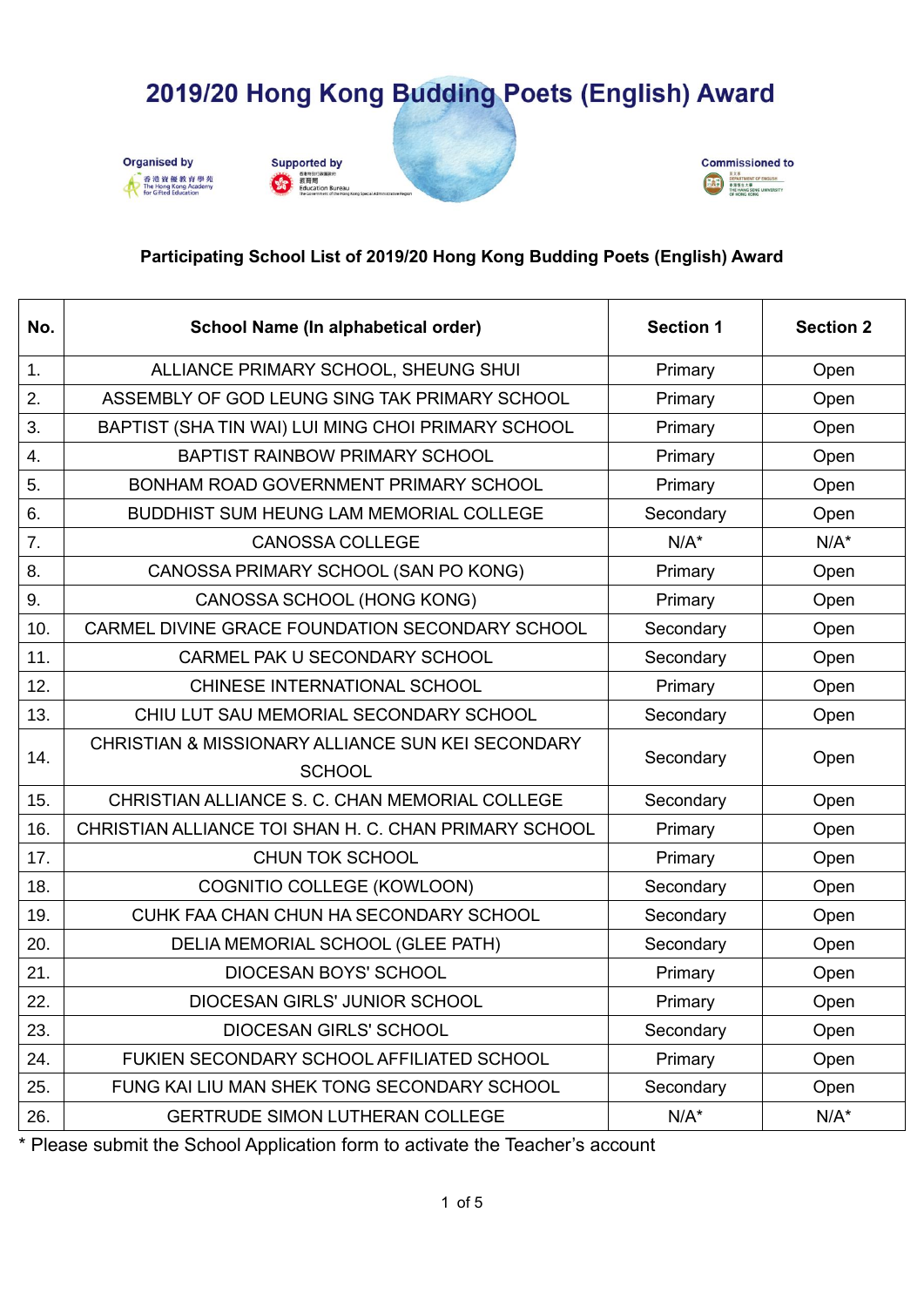# 2019/20 Hong Kong Budding Poets (English) Award

Organised by 香港資優教育學苑 The Hong Kong Academy for Gifted Education

Supported by 教育局 Education Bureau

Commissioned to The Hang Seng University of Hong Kong Department of English

**Participating School List of 2019/20 Hong Kong Budding Poets (English) Award**

| No. | School Name (In alphabetical order) | Section 1 | Section 2 |
|---|---|---|---|
| 1. | ALLIANCE PRIMARY SCHOOL, SHEUNG SHUI | Primary | Open |
| 2. | ASSEMBLY OF GOD LEUNG SING TAK PRIMARY SCHOOL | Primary | Open |
| 3. | BAPTIST (SHA TIN WAI) LUI MING CHOI PRIMARY SCHOOL | Primary | Open |
| 4. | BAPTIST RAINBOW PRIMARY SCHOOL | Primary | Open |
| 5. | BONHAM ROAD GOVERNMENT PRIMARY SCHOOL | Primary | Open |
| 6. | BUDDHIST SUM HEUNG LAM MEMORIAL COLLEGE | Secondary | Open |
| 7. | CANOSSA COLLEGE | N/A* | N/A* |
| 8. | CANOSSA PRIMARY SCHOOL (SAN PO KONG) | Primary | Open |
| 9. | CANOSSA SCHOOL (HONG KONG) | Primary | Open |
| 10. | CARMEL DIVINE GRACE FOUNDATION SECONDARY SCHOOL | Secondary | Open |
| 11. | CARMEL PAK U SECONDARY SCHOOL | Secondary | Open |
| 12. | CHINESE INTERNATIONAL SCHOOL | Primary | Open |
| 13. | CHIU LUT SAU MEMORIAL SECONDARY SCHOOL | Secondary | Open |
| 14. | CHRISTIAN & MISSIONARY ALLIANCE SUN KEI SECONDARY SCHOOL | Secondary | Open |
| 15. | CHRISTIAN ALLIANCE S. C. CHAN MEMORIAL COLLEGE | Secondary | Open |
| 16. | CHRISTIAN ALLIANCE TOI SHAN H. C. CHAN PRIMARY SCHOOL | Primary | Open |
| 17. | CHUN TOK SCHOOL | Primary | Open |
| 18. | COGNITIO COLLEGE (KOWLOON) | Secondary | Open |
| 19. | CUHK FAA CHAN CHUN HA SECONDARY SCHOOL | Secondary | Open |
| 20. | DELIA MEMORIAL SCHOOL (GLEE PATH) | Secondary | Open |
| 21. | DIOCESAN BOYS' SCHOOL | Primary | Open |
| 22. | DIOCESAN GIRLS' JUNIOR SCHOOL | Primary | Open |
| 23. | DIOCESAN GIRLS' SCHOOL | Secondary | Open |
| 24. | FUKIEN SECONDARY SCHOOL AFFILIATED SCHOOL | Primary | Open |
| 25. | FUNG KAI LIU MAN SHEK TONG SECONDARY SCHOOL | Secondary | Open |
| 26. | GERTRUDE SIMON LUTHERAN COLLEGE | N/A* | N/A* |

* Please submit the School Application form to activate the Teacher's account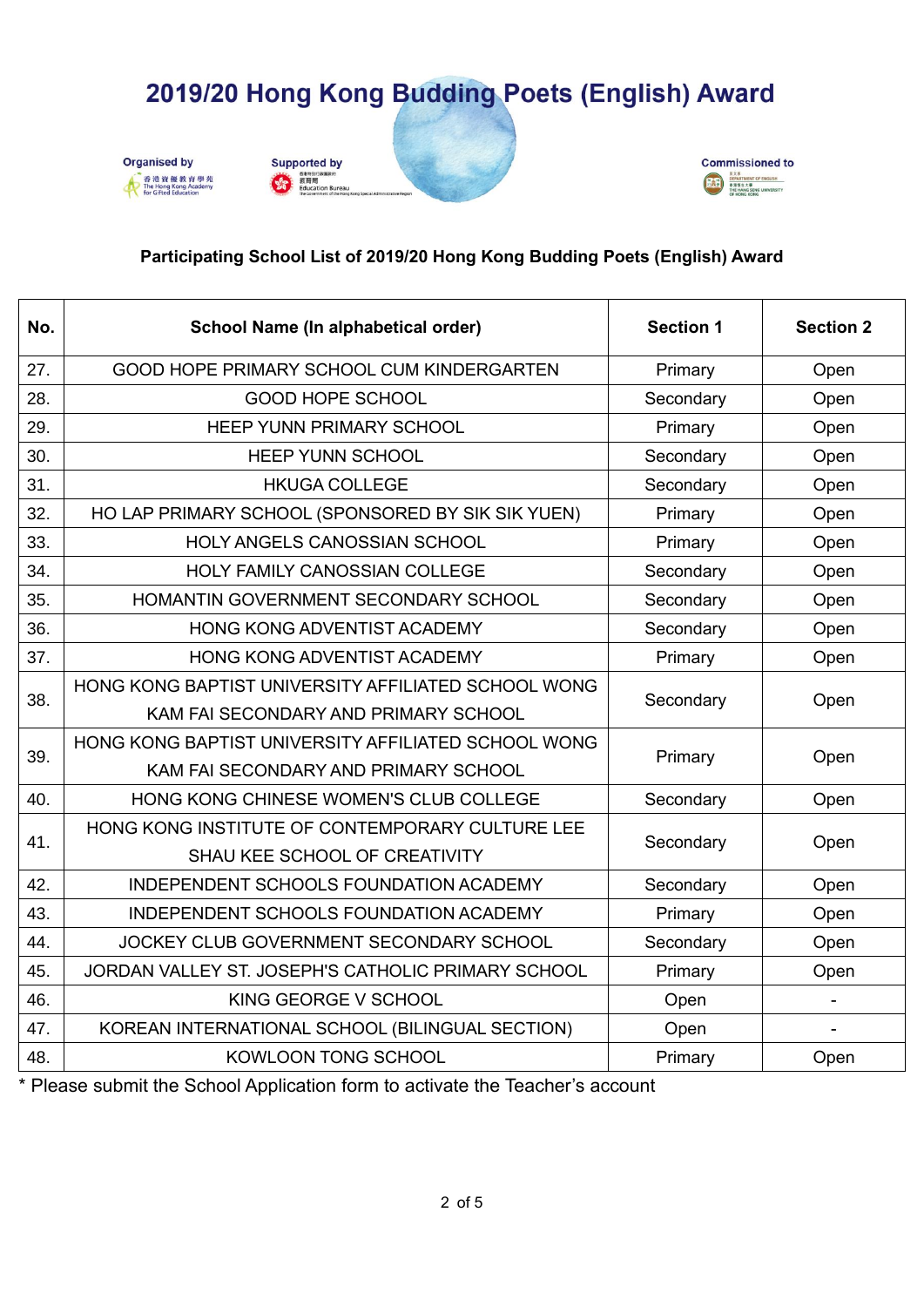# 2019/20 Hong Kong Budding Poets (English) Award

Organised by The Hong Kong Academy for Gifted Education

Supported by Education Bureau

Commissioned to Department of English, The Hang Seng University of Hong Kong

**Participating School List of 2019/20 Hong Kong Budding Poets (English) Award**

| No. | School Name (In alphabetical order) | Section 1 | Section 2 |
|---|---|---|---|
| 27. | GOOD HOPE PRIMARY SCHOOL CUM KINDERGARTEN | Primary | Open |
| 28. | GOOD HOPE SCHOOL | Secondary | Open |
| 29. | HEEP YUNN PRIMARY SCHOOL | Primary | Open |
| 30. | HEEP YUNN SCHOOL | Secondary | Open |
| 31. | HKUGA COLLEGE | Secondary | Open |
| 32. | HO LAP PRIMARY SCHOOL (SPONSORED BY SIK SIK YUEN) | Primary | Open |
| 33. | HOLY ANGELS CANOSSIAN SCHOOL | Primary | Open |
| 34. | HOLY FAMILY CANOSSIAN COLLEGE | Secondary | Open |
| 35. | HOMANTIN GOVERNMENT SECONDARY SCHOOL | Secondary | Open |
| 36. | HONG KONG ADVENTIST ACADEMY | Secondary | Open |
| 37. | HONG KONG ADVENTIST ACADEMY | Primary | Open |
| 38. | HONG KONG BAPTIST UNIVERSITY AFFILIATED SCHOOL WONG KAM FAI SECONDARY AND PRIMARY SCHOOL | Secondary | Open |
| 39. | HONG KONG BAPTIST UNIVERSITY AFFILIATED SCHOOL WONG KAM FAI SECONDARY AND PRIMARY SCHOOL | Primary | Open |
| 40. | HONG KONG CHINESE WOMEN'S CLUB COLLEGE | Secondary | Open |
| 41. | HONG KONG INSTITUTE OF CONTEMPORARY CULTURE LEE SHAU KEE SCHOOL OF CREATIVITY | Secondary | Open |
| 42. | INDEPENDENT SCHOOLS FOUNDATION ACADEMY | Secondary | Open |
| 43. | INDEPENDENT SCHOOLS FOUNDATION ACADEMY | Primary | Open |
| 44. | JOCKEY CLUB GOVERNMENT SECONDARY SCHOOL | Secondary | Open |
| 45. | JORDAN VALLEY ST. JOSEPH'S CATHOLIC PRIMARY SCHOOL | Primary | Open |
| 46. | KING GEORGE V SCHOOL | Open | - |
| 47. | KOREAN INTERNATIONAL SCHOOL (BILINGUAL SECTION) | Open | - |
| 48. | KOWLOON TONG SCHOOL | Primary | Open |

* Please submit the School Application form to activate the Teacher's account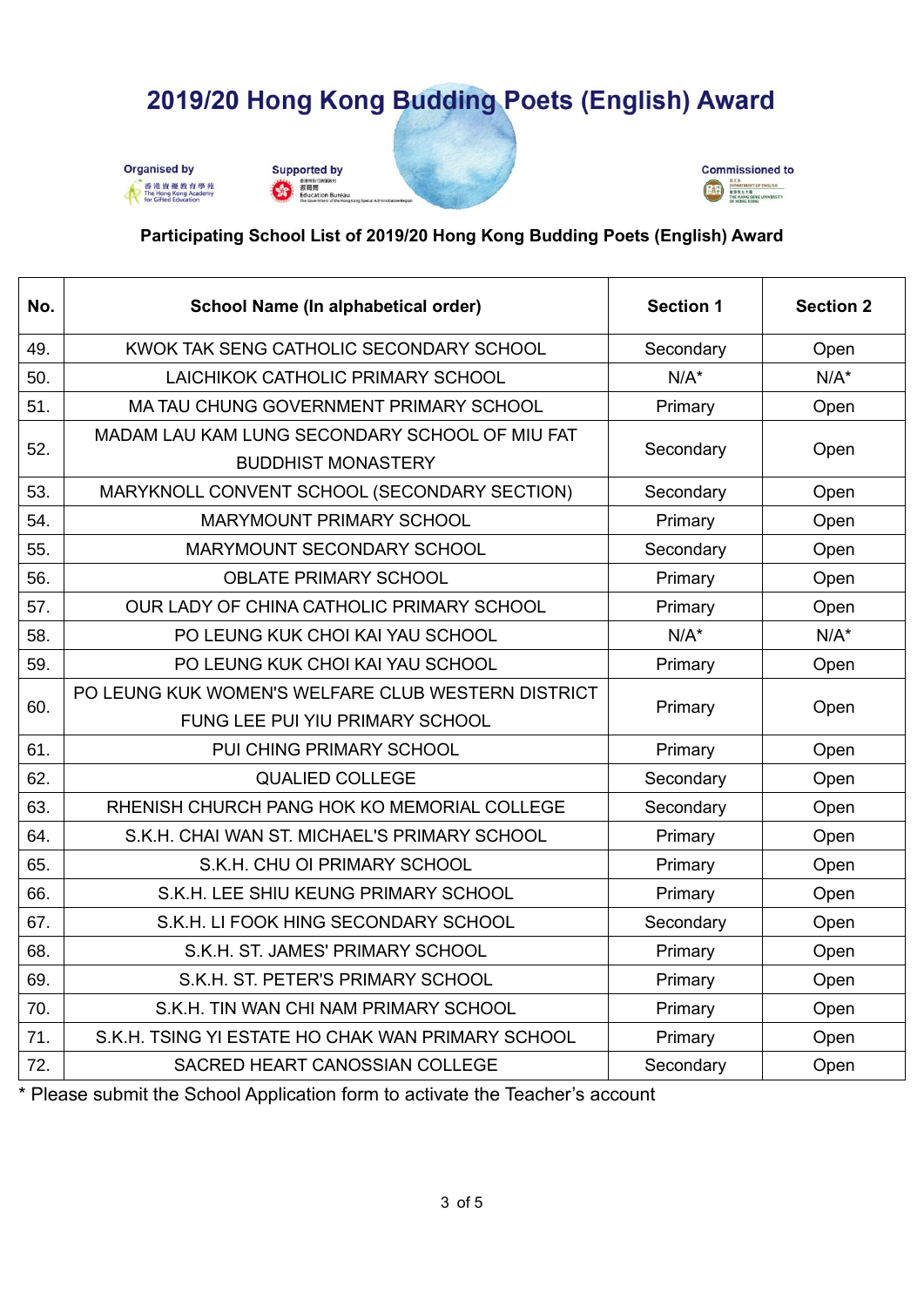# 2019/20 Hong Kong Budding Poets (English) Award

Organised by 香港資優教育學苑 The Hong Kong Academy for Gifted Education

Supported by 教育局 Education Bureau

Commissioned to Department of English, The Hang Seng University of Hong Kong

**Participating School List of 2019/20 Hong Kong Budding Poets (English) Award**

| No. | School Name (In alphabetical order) | Section 1 | Section 2 |
|---|---|---|---|
| 49. | KWOK TAK SENG CATHOLIC SECONDARY SCHOOL | Secondary | Open |
| 50. | LAICHIKOK CATHOLIC PRIMARY SCHOOL | N/A* | N/A* |
| 51. | MA TAU CHUNG GOVERNMENT PRIMARY SCHOOL | Primary | Open |
| 52. | MADAM LAU KAM LUNG SECONDARY SCHOOL OF MIU FAT BUDDHIST MONASTERY | Secondary | Open |
| 53. | MARYKNOLL CONVENT SCHOOL (SECONDARY SECTION) | Secondary | Open |
| 54. | MARYMOUNT PRIMARY SCHOOL | Primary | Open |
| 55. | MARYMOUNT SECONDARY SCHOOL | Secondary | Open |
| 56. | OBLATE PRIMARY SCHOOL | Primary | Open |
| 57. | OUR LADY OF CHINA CATHOLIC PRIMARY SCHOOL | Primary | Open |
| 58. | PO LEUNG KUK CHOI KAI YAU SCHOOL | N/A* | N/A* |
| 59. | PO LEUNG KUK CHOI KAI YAU SCHOOL | Primary | Open |
| 60. | PO LEUNG KUK WOMEN'S WELFARE CLUB WESTERN DISTRICT FUNG LEE PUI YIU PRIMARY SCHOOL | Primary | Open |
| 61. | PUI CHING PRIMARY SCHOOL | Primary | Open |
| 62. | QUALIED COLLEGE | Secondary | Open |
| 63. | RHENISH CHURCH PANG HOK KO MEMORIAL COLLEGE | Secondary | Open |
| 64. | S.K.H. CHAI WAN ST. MICHAEL'S PRIMARY SCHOOL | Primary | Open |
| 65. | S.K.H. CHU OI PRIMARY SCHOOL | Primary | Open |
| 66. | S.K.H. LEE SHIU KEUNG PRIMARY SCHOOL | Primary | Open |
| 67. | S.K.H. LI FOOK HING SECONDARY SCHOOL | Secondary | Open |
| 68. | S.K.H. ST. JAMES' PRIMARY SCHOOL | Primary | Open |
| 69. | S.K.H. ST. PETER'S PRIMARY SCHOOL | Primary | Open |
| 70. | S.K.H. TIN WAN CHI NAM PRIMARY SCHOOL | Primary | Open |
| 71. | S.K.H. TSING YI ESTATE HO CHAK WAN PRIMARY SCHOOL | Primary | Open |
| 72. | SACRED HEART CANOSSIAN COLLEGE | Secondary | Open |

* Please submit the School Application form to activate the Teacher's account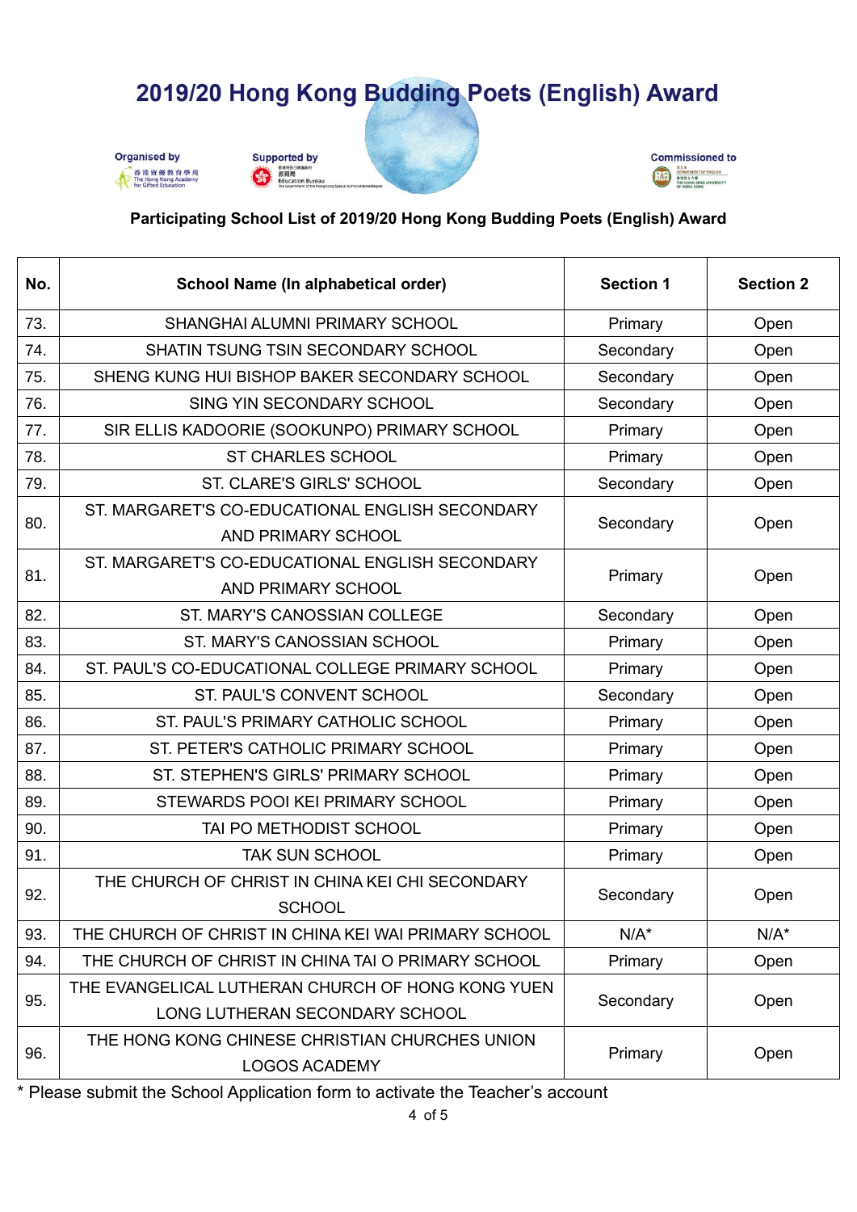# 2019/20 Hong Kong Budding Poets (English) Award

Organised by 香港資優教育學苑 The Hong Kong Academy for Gifted Education

Supported by 教育局 Education Bureau

Commissioned to Department of English, The Hang Seng University of Hong Kong

**Participating School List of 2019/20 Hong Kong Budding Poets (English) Award**

| No. | School Name (In alphabetical order) | Section 1 | Section 2 |
|---|---|---|---|
| 73. | SHANGHAI ALUMNI PRIMARY SCHOOL | Primary | Open |
| 74. | SHATIN TSUNG TSIN SECONDARY SCHOOL | Secondary | Open |
| 75. | SHENG KUNG HUI BISHOP BAKER SECONDARY SCHOOL | Secondary | Open |
| 76. | SING YIN SECONDARY SCHOOL | Secondary | Open |
| 77. | SIR ELLIS KADOORIE (SOOKUNPO) PRIMARY SCHOOL | Primary | Open |
| 78. | ST CHARLES SCHOOL | Primary | Open |
| 79. | ST. CLARE'S GIRLS' SCHOOL | Secondary | Open |
| 80. | ST. MARGARET'S CO-EDUCATIONAL ENGLISH SECONDARY AND PRIMARY SCHOOL | Secondary | Open |
| 81. | ST. MARGARET'S CO-EDUCATIONAL ENGLISH SECONDARY AND PRIMARY SCHOOL | Primary | Open |
| 82. | ST. MARY'S CANOSSIAN COLLEGE | Secondary | Open |
| 83. | ST. MARY'S CANOSSIAN SCHOOL | Primary | Open |
| 84. | ST. PAUL'S CO-EDUCATIONAL COLLEGE PRIMARY SCHOOL | Primary | Open |
| 85. | ST. PAUL'S CONVENT SCHOOL | Secondary | Open |
| 86. | ST. PAUL'S PRIMARY CATHOLIC SCHOOL | Primary | Open |
| 87. | ST. PETER'S CATHOLIC PRIMARY SCHOOL | Primary | Open |
| 88. | ST. STEPHEN'S GIRLS' PRIMARY SCHOOL | Primary | Open |
| 89. | STEWARDS POOI KEI PRIMARY SCHOOL | Primary | Open |
| 90. | TAI PO METHODIST SCHOOL | Primary | Open |
| 91. | TAK SUN SCHOOL | Primary | Open |
| 92. | THE CHURCH OF CHRIST IN CHINA KEI CHI SECONDARY SCHOOL | Secondary | Open |
| 93. | THE CHURCH OF CHRIST IN CHINA KEI WAI PRIMARY SCHOOL | N/A* | N/A* |
| 94. | THE CHURCH OF CHRIST IN CHINA TAI O PRIMARY SCHOOL | Primary | Open |
| 95. | THE EVANGELICAL LUTHERAN CHURCH OF HONG KONG YUEN LONG LUTHERAN SECONDARY SCHOOL | Secondary | Open |
| 96. | THE HONG KONG CHINESE CHRISTIAN CHURCHES UNION LOGOS ACADEMY | Primary | Open |

* Please submit the School Application form to activate the Teacher's account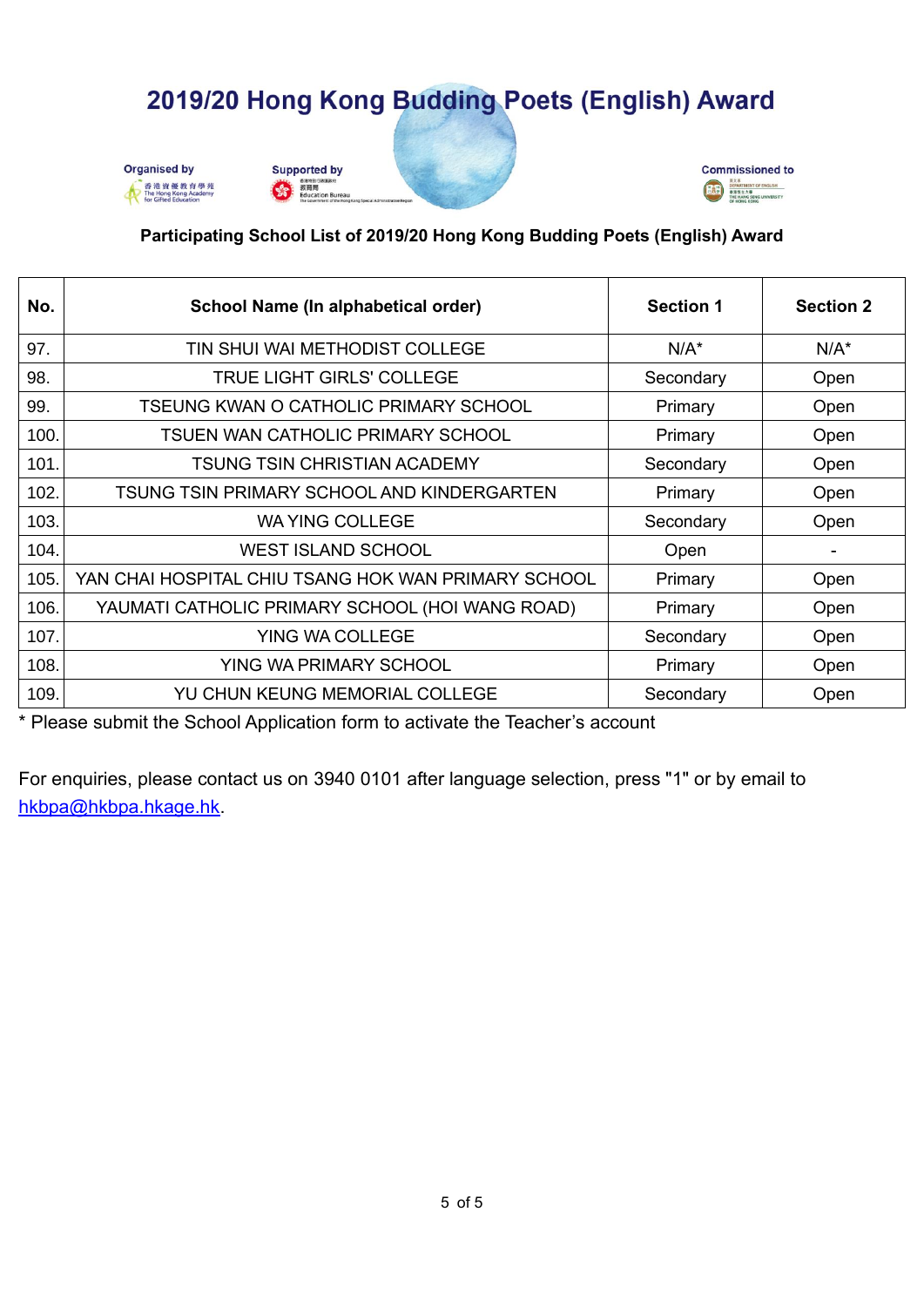# 2019/20 Hong Kong Budding Poets (English) Award

Organised by 香港資優教育學苑 The Hong Kong Academy for Gifted Education

Supported by 教育局 Education Bureau

Commissioned to Department of English, The Hang Seng University of Hong Kong

**Participating School List of 2019/20 Hong Kong Budding Poets (English) Award**

| No. | School Name (In alphabetical order) | Section 1 | Section 2 |
|---|---|---|---|
| 97. | TIN SHUI WAI METHODIST COLLEGE | N/A* | N/A* |
| 98. | TRUE LIGHT GIRLS' COLLEGE | Secondary | Open |
| 99. | TSEUNG KWAN O CATHOLIC PRIMARY SCHOOL | Primary | Open |
| 100. | TSUEN WAN CATHOLIC PRIMARY SCHOOL | Primary | Open |
| 101. | TSUNG TSIN CHRISTIAN ACADEMY | Secondary | Open |
| 102. | TSUNG TSIN PRIMARY SCHOOL AND KINDERGARTEN | Primary | Open |
| 103. | WA YING COLLEGE | Secondary | Open |
| 104. | WEST ISLAND SCHOOL | Open | - |
| 105. | YAN CHAI HOSPITAL CHIU TSANG HOK WAN PRIMARY SCHOOL | Primary | Open |
| 106. | YAUMATI CATHOLIC PRIMARY SCHOOL (HOI WANG ROAD) | Primary | Open |
| 107. | YING WA COLLEGE | Secondary | Open |
| 108. | YING WA PRIMARY SCHOOL | Primary | Open |
| 109. | YU CHUN KEUNG MEMORIAL COLLEGE | Secondary | Open |

* Please submit the School Application form to activate the Teacher's account

For enquiries, please contact us on 3940 0101 after language selection, press "1" or by email to hkbpa@hkbpa.hkage.hk.